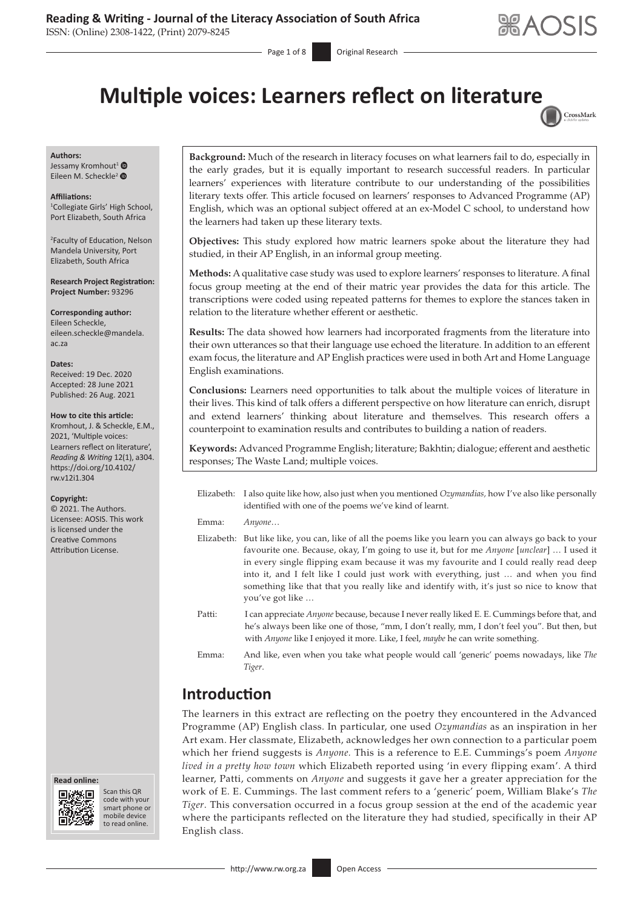# Multiple voices: Learners reflect on literature

**Authors:**
Jessamy Kromhout[1]
Eileen M. Scheckle[2]

**Affiliations:**
[1]Collegiate Girls' High School, Port Elizabeth, South Africa

[2]Faculty of Education, Nelson Mandela University, Port Elizabeth, South Africa

**Research Project Registration:**
**Project Number:** 93296

**Corresponding author:**
Eileen Scheckle,
eileen.scheckle@mandela.ac.za

**Dates:**
Received: 19 Dec. 2020
Accepted: 28 June 2021
Published: 26 Aug. 2021

**How to cite this article:**
Kromhout, J. & Scheckle, E.M., 2021, 'Multiple voices: Learners reflect on literature', *Reading & Writing* 12(1), a304. https://doi.org/10.4102/rw.v12i1.304

**Copyright:**
© 2021. The Authors. Licensee: AOSIS. This work is licensed under the Creative Commons Attribution License.

**Background:** Much of the research in literacy focuses on what learners fail to do, especially in the early grades, but it is equally important to research successful readers. In particular learners' experiences with literature contribute to our understanding of the possibilities literary texts offer. This article focused on learners' responses to Advanced Programme (AP) English, which was an optional subject offered at an ex-Model C school, to understand how the learners had taken up these literary texts.

**Objectives:** This study explored how matric learners spoke about the literature they had studied, in their AP English, in an informal group meeting.

**Methods:** A qualitative case study was used to explore learners' responses to literature. A final focus group meeting at the end of their matric year provides the data for this article. The transcriptions were coded using repeated patterns for themes to explore the stances taken in relation to the literature whether efferent or aesthetic.

**Results:** The data showed how learners had incorporated fragments from the literature into their own utterances so that their language use echoed the literature. In addition to an efferent exam focus, the literature and AP English practices were used in both Art and Home Language English examinations.

**Conclusions:** Learners need opportunities to talk about the multiple voices of literature in their lives. This kind of talk offers a different perspective on how literature can enrich, disrupt and extend learners' thinking about literature and themselves. This research offers a counterpoint to examination results and contributes to building a nation of readers.

**Keywords:** Advanced Programme English; literature; Bakhtin; dialogue; efferent and aesthetic responses; The Waste Land; multiple voices.

Elizabeth: I also quite like how, also just when you mentioned *Ozymandias*, how I've also like personally identified with one of the poems we've kind of learnt.

Emma: *Anyone*…

Elizabeth: But like like, you can, like of all the poems like you learn you can always go back to your favourite one. Because, okay, I'm going to use it, but for me *Anyone* [*unclear*] … I used it in every single flipping exam because it was my favourite and I could really read deep into it, and I felt like I could just work with everything, just … and when you find something like that that you really like and identify with, it's just so nice to know that you've got like …

Patti: I can appreciate *Anyone* because, because I never really liked E. E. Cummings before that, and he's always been like one of those, "mm, I don't really, mm, I don't feel you". But then, but with *Anyone* like I enjoyed it more. Like, I feel, *maybe* he can write something.

Emma: And like, even when you take what people would call 'generic' poems nowadays, like *The Tiger*.

## Introduction

The learners in this extract are reflecting on the poetry they encountered in the Advanced Programme (AP) English class. In particular, one used *Ozymandias* as an inspiration in her Art exam. Her classmate, Elizabeth, acknowledges her own connection to a particular poem which her friend suggests is *Anyone.* This is a reference to E.E. Cummings's poem *Anyone lived in a pretty how town* which Elizabeth reported using 'in every flipping exam'. A third learner, Patti, comments on *Anyone* and suggests it gave her a greater appreciation for the work of E. E. Cummings. The last comment refers to a 'generic' poem, William Blake's *The Tiger*. This conversation occurred in a focus group session at the end of the academic year where the participants reflected on the literature they had studied, specifically in their AP English class.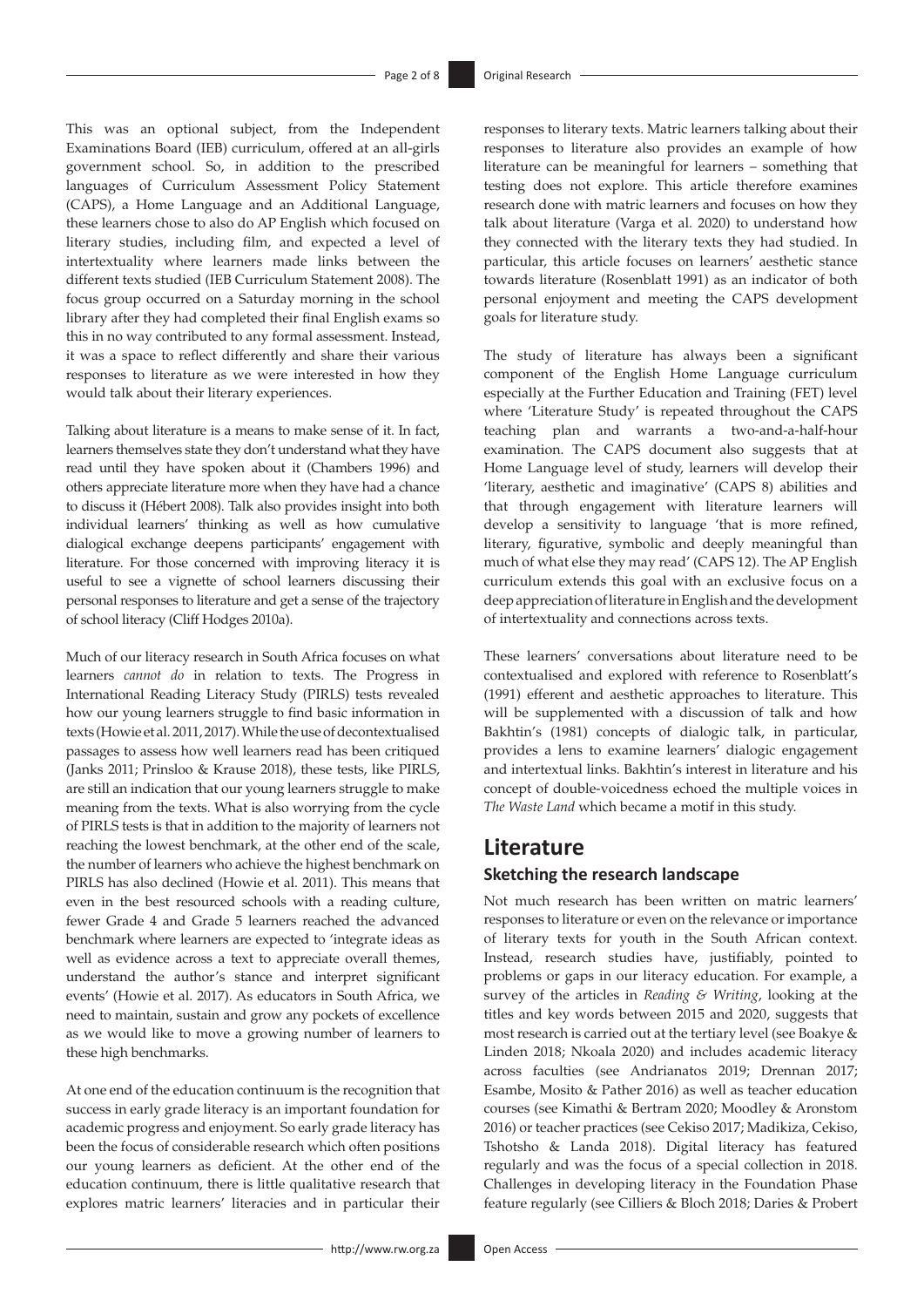This was an optional subject, from the Independent Examinations Board (IEB) curriculum, offered at an all-girls government school. So, in addition to the prescribed languages of Curriculum Assessment Policy Statement (CAPS), a Home Language and an Additional Language, these learners chose to also do AP English which focused on literary studies, including film, and expected a level of intertextuality where learners made links between the different texts studied (IEB Curriculum Statement 2008). The focus group occurred on a Saturday morning in the school library after they had completed their final English exams so this in no way contributed to any formal assessment. Instead, it was a space to reflect differently and share their various responses to literature as we were interested in how they would talk about their literary experiences.

Talking about literature is a means to make sense of it. In fact, learners themselves state they don't understand what they have read until they have spoken about it (Chambers 1996) and others appreciate literature more when they have had a chance to discuss it (Hébert 2008). Talk also provides insight into both individual learners' thinking as well as how cumulative dialogical exchange deepens participants' engagement with literature. For those concerned with improving literacy it is useful to see a vignette of school learners discussing their personal responses to literature and get a sense of the trajectory of school literacy (Cliff Hodges 2010a).

Much of our literacy research in South Africa focuses on what learners *cannot do* in relation to texts. The Progress in International Reading Literacy Study (PIRLS) tests revealed how our young learners struggle to find basic information in texts (Howie et al. 2011, 2017). While the use of decontextualised passages to assess how well learners read has been critiqued (Janks 2011; Prinsloo & Krause 2018), these tests, like PIRLS, are still an indication that our young learners struggle to make meaning from the texts. What is also worrying from the cycle of PIRLS tests is that in addition to the majority of learners not reaching the lowest benchmark, at the other end of the scale, the number of learners who achieve the highest benchmark on PIRLS has also declined (Howie et al. 2011). This means that even in the best resourced schools with a reading culture, fewer Grade 4 and Grade 5 learners reached the advanced benchmark where learners are expected to 'integrate ideas as well as evidence across a text to appreciate overall themes, understand the author's stance and interpret significant events' (Howie et al. 2017). As educators in South Africa, we need to maintain, sustain and grow any pockets of excellence as we would like to move a growing number of learners to these high benchmarks.

At one end of the education continuum is the recognition that success in early grade literacy is an important foundation for academic progress and enjoyment. So early grade literacy has been the focus of considerable research which often positions our young learners as deficient. At the other end of the education continuum, there is little qualitative research that explores matric learners' literacies and in particular their responses to literary texts. Matric learners talking about their responses to literature also provides an example of how literature can be meaningful for learners – something that testing does not explore. This article therefore examines research done with matric learners and focuses on how they talk about literature (Varga et al. 2020) to understand how they connected with the literary texts they had studied. In particular, this article focuses on learners' aesthetic stance towards literature (Rosenblatt 1991) as an indicator of both personal enjoyment and meeting the CAPS development goals for literature study.

The study of literature has always been a significant component of the English Home Language curriculum especially at the Further Education and Training (FET) level where 'Literature Study' is repeated throughout the CAPS teaching plan and warrants a two-and-a-half-hour examination. The CAPS document also suggests that at Home Language level of study, learners will develop their 'literary, aesthetic and imaginative' (CAPS 8) abilities and that through engagement with literature learners will develop a sensitivity to language 'that is more refined, literary, figurative, symbolic and deeply meaningful than much of what else they may read' (CAPS 12). The AP English curriculum extends this goal with an exclusive focus on a deep appreciation of literature in English and the development of intertextuality and connections across texts.

These learners' conversations about literature need to be contextualised and explored with reference to Rosenblatt's (1991) efferent and aesthetic approaches to literature. This will be supplemented with a discussion of talk and how Bakhtin's (1981) concepts of dialogic talk, in particular, provides a lens to examine learners' dialogic engagement and intertextual links. Bakhtin's interest in literature and his concept of double-voicedness echoed the multiple voices in *The Waste Land* which became a motif in this study.

## Literature

### Sketching the research landscape

Not much research has been written on matric learners' responses to literature or even on the relevance or importance of literary texts for youth in the South African context. Instead, research studies have, justifiably, pointed to problems or gaps in our literacy education. For example, a survey of the articles in *Reading & Writing*, looking at the titles and key words between 2015 and 2020, suggests that most research is carried out at the tertiary level (see Boakye & Linden 2018; Nkoala 2020) and includes academic literacy across faculties (see Andrianatos 2019; Drennan 2017; Esambe, Mosito & Pather 2016) as well as teacher education courses (see Kimathi & Bertram 2020; Moodley & Aronstom 2016) or teacher practices (see Cekiso 2017; Madikiza, Cekiso, Tshotsho & Landa 2018). Digital literacy has featured regularly and was the focus of a special collection in 2018. Challenges in developing literacy in the Foundation Phase feature regularly (see Cilliers & Bloch 2018; Daries & Probert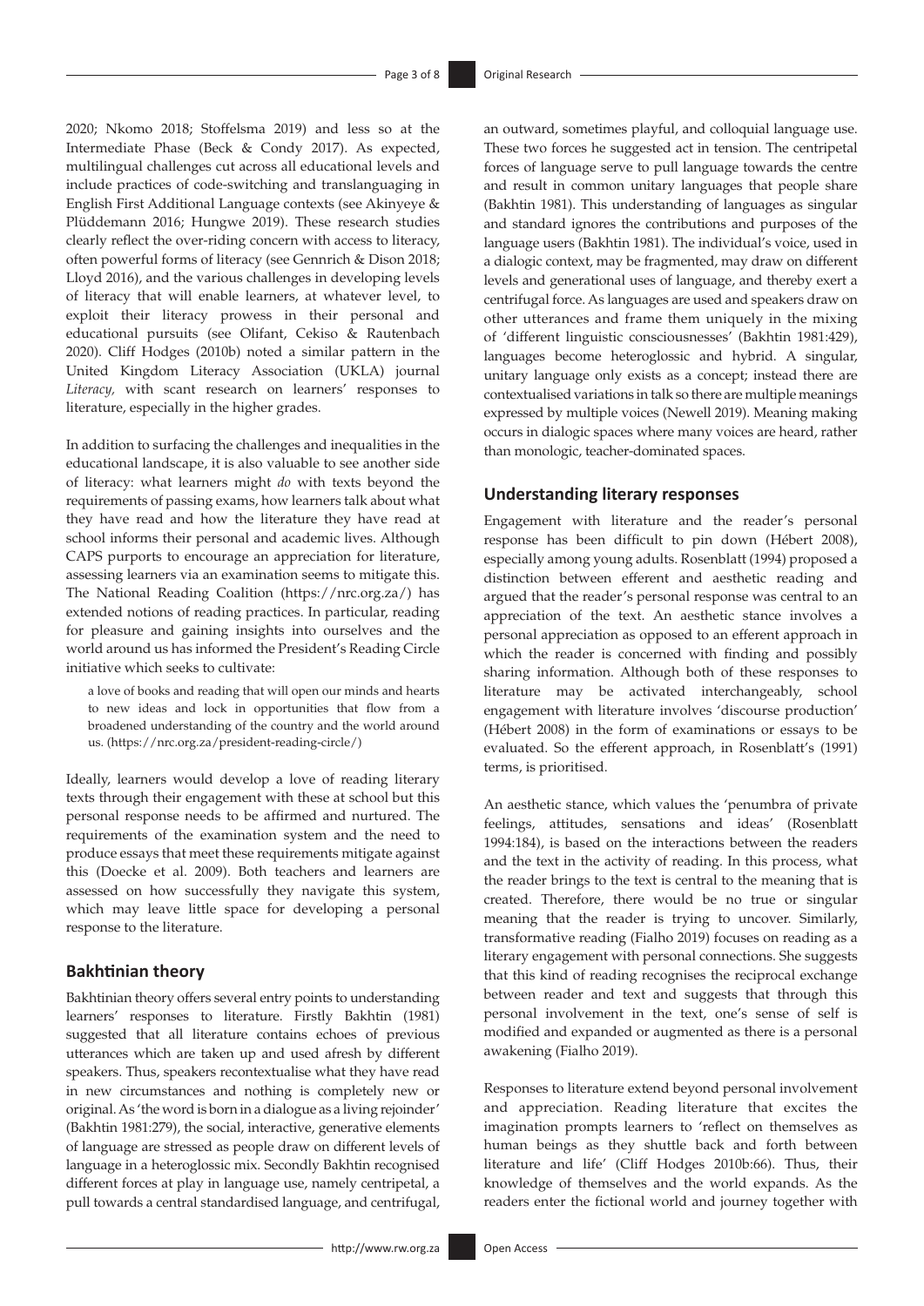2020; Nkomo 2018; Stoffelsma 2019) and less so at the Intermediate Phase (Beck & Condy 2017). As expected, multilingual challenges cut across all educational levels and include practices of code-switching and translanguaging in English First Additional Language contexts (see Akinyeye & Plüddemann 2016; Hungwe 2019). These research studies clearly reflect the over-riding concern with access to literacy, often powerful forms of literacy (see Gennrich & Dison 2018; Lloyd 2016), and the various challenges in developing levels of literacy that will enable learners, at whatever level, to exploit their literacy prowess in their personal and educational pursuits (see Olifant, Cekiso & Rautenbach 2020). Cliff Hodges (2010b) noted a similar pattern in the United Kingdom Literacy Association (UKLA) journal *Literacy,* with scant research on learners' responses to literature, especially in the higher grades.

In addition to surfacing the challenges and inequalities in the educational landscape, it is also valuable to see another side of literacy: what learners might *do* with texts beyond the requirements of passing exams, how learners talk about what they have read and how the literature they have read at school informs their personal and academic lives. Although CAPS purports to encourage an appreciation for literature, assessing learners via an examination seems to mitigate this. The National Reading Coalition (https://nrc.org.za/) has extended notions of reading practices. In particular, reading for pleasure and gaining insights into ourselves and the world around us has informed the President's Reading Circle initiative which seeks to cultivate:

> a love of books and reading that will open our minds and hearts to new ideas and lock in opportunities that flow from a broadened understanding of the country and the world around us. (https://nrc.org.za/president-reading-circle/)

Ideally, learners would develop a love of reading literary texts through their engagement with these at school but this personal response needs to be affirmed and nurtured. The requirements of the examination system and the need to produce essays that meet these requirements mitigate against this (Doecke et al. 2009). Both teachers and learners are assessed on how successfully they navigate this system, which may leave little space for developing a personal response to the literature.

## Bakhtinian theory

Bakhtinian theory offers several entry points to understanding learners' responses to literature. Firstly Bakhtin (1981) suggested that all literature contains echoes of previous utterances which are taken up and used afresh by different speakers. Thus, speakers recontextualise what they have read in new circumstances and nothing is completely new or original. As 'the word is born in a dialogue as a living rejoinder' (Bakhtin 1981:279), the social, interactive, generative elements of language are stressed as people draw on different levels of language in a heteroglossic mix. Secondly Bakhtin recognised different forces at play in language use, namely centripetal, a pull towards a central standardised language, and centrifugal, an outward, sometimes playful, and colloquial language use. These two forces he suggested act in tension. The centripetal forces of language serve to pull language towards the centre and result in common unitary languages that people share (Bakhtin 1981). This understanding of languages as singular and standard ignores the contributions and purposes of the language users (Bakhtin 1981). The individual's voice, used in a dialogic context, may be fragmented, may draw on different levels and generational uses of language, and thereby exert a centrifugal force. As languages are used and speakers draw on other utterances and frame them uniquely in the mixing of 'different linguistic consciousnesses' (Bakhtin 1981:429), languages become heteroglossic and hybrid. A singular, unitary language only exists as a concept; instead there are contextualised variations in talk so there are multiple meanings expressed by multiple voices (Newell 2019). Meaning making occurs in dialogic spaces where many voices are heard, rather than monologic, teacher-dominated spaces.

## Understanding literary responses

Engagement with literature and the reader's personal response has been difficult to pin down (Hébert 2008), especially among young adults. Rosenblatt (1994) proposed a distinction between efferent and aesthetic reading and argued that the reader's personal response was central to an appreciation of the text. An aesthetic stance involves a personal appreciation as opposed to an efferent approach in which the reader is concerned with finding and possibly sharing information. Although both of these responses to literature may be activated interchangeably, school engagement with literature involves 'discourse production' (Hébert 2008) in the form of examinations or essays to be evaluated. So the efferent approach, in Rosenblatt's (1991) terms, is prioritised.

An aesthetic stance, which values the 'penumbra of private feelings, attitudes, sensations and ideas' (Rosenblatt 1994:184), is based on the interactions between the readers and the text in the activity of reading. In this process, what the reader brings to the text is central to the meaning that is created. Therefore, there would be no true or singular meaning that the reader is trying to uncover. Similarly, transformative reading (Fialho 2019) focuses on reading as a literary engagement with personal connections. She suggests that this kind of reading recognises the reciprocal exchange between reader and text and suggests that through this personal involvement in the text, one's sense of self is modified and expanded or augmented as there is a personal awakening (Fialho 2019).

Responses to literature extend beyond personal involvement and appreciation. Reading literature that excites the imagination prompts learners to 'reflect on themselves as human beings as they shuttle back and forth between literature and life' (Cliff Hodges 2010b:66). Thus, their knowledge of themselves and the world expands. As the readers enter the fictional world and journey together with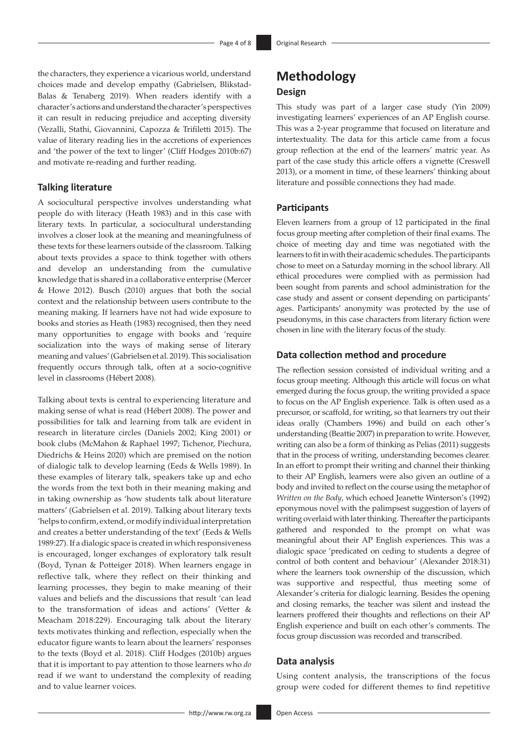the characters, they experience a vicarious world, understand choices made and develop empathy (Gabrielsen, Blikstad-Balas & Tenaberg 2019). When readers identify with a character's actions and understand the character's perspectives it can result in reducing prejudice and accepting diversity (Vezalli, Stathi, Giovannini, Capozza & Trifiletti 2015). The value of literary reading lies in the accretions of experiences and 'the power of the text to linger' (Cliff Hodges 2010b:67) and motivate re-reading and further reading.

### Talking literature

A sociocultural perspective involves understanding what people do with literacy (Heath 1983) and in this case with literary texts. In particular, a sociocultural understanding involves a closer look at the meaning and meaningfulness of these texts for these learners outside of the classroom. Talking about texts provides a space to think together with others and develop an understanding from the cumulative knowledge that is shared in a collaborative enterprise (Mercer & Howe 2012). Busch (2010) argues that both the social context and the relationship between users contribute to the meaning making. If learners have not had wide exposure to books and stories as Heath (1983) recognised, then they need many opportunities to engage with books and 'require socialization into the ways of making sense of literary meaning and values' (Gabrielsen et al. 2019). This socialisation frequently occurs through talk, often at a socio-cognitive level in classrooms (Hébert 2008).

Talking about texts is central to experiencing literature and making sense of what is read (Hébert 2008). The power and possibilities for talk and learning from talk are evident in research in literature circles (Daniels 2002; King 2001) or book clubs (McMahon & Raphael 1997; Tichenor, Piechura, Diedrichs & Heins 2020) which are premised on the notion of dialogic talk to develop learning (Eeds & Wells 1989). In these examples of literary talk, speakers take up and echo the words from the text both in their meaning making and in taking ownership as 'how students talk about literature matters' (Gabrielsen et al. 2019). Talking about literary texts 'helps to confirm, extend, or modify individual interpretation and creates a better understanding of the text' (Eeds & Wells 1989:27). If a dialogic space is created in which responsiveness is encouraged, longer exchanges of exploratory talk result (Boyd, Tynan & Potteiger 2018). When learners engage in reflective talk, where they reflect on their thinking and learning processes, they begin to make meaning of their values and beliefs and the discussions that result 'can lead to the transformation of ideas and actions' (Vetter & Meacham 2018:229). Encouraging talk about the literary texts motivates thinking and reflection, especially when the educator figure wants to learn about the learners' responses to the texts (Boyd et al. 2018). Cliff Hodges (2010b) argues that it is important to pay attention to those learners who *do* read if we want to understand the complexity of reading and to value learner voices.

## Methodology

### Design

This study was part of a larger case study (Yin 2009) investigating learners' experiences of an AP English course. This was a 2-year programme that focused on literature and intertextuality. The data for this article came from a focus group reflection at the end of the learners' matric year. As part of the case study this article offers a vignette (Creswell 2013), or a moment in time, of these learners' thinking about literature and possible connections they had made.

### Participants

Eleven learners from a group of 12 participated in the final focus group meeting after completion of their final exams. The choice of meeting day and time was negotiated with the learners to fit in with their academic schedules. The participants chose to meet on a Saturday morning in the school library. All ethical procedures were complied with as permission had been sought from parents and school administration for the case study and assent or consent depending on participants' ages. Participants' anonymity was protected by the use of pseudonyms, in this case characters from literary fiction were chosen in line with the literary focus of the study.

### Data collection method and procedure

The reflection session consisted of individual writing and a focus group meeting. Although this article will focus on what emerged during the focus group, the writing provided a space to focus on the AP English experience. Talk is often used as a precursor, or scaffold, for writing, so that learners try out their ideas orally (Chambers 1996) and build on each other's understanding (Beattie 2007) in preparation to write. However, writing can also be a form of thinking as Pelias (2011) suggests that in the process of writing, understanding becomes clearer. In an effort to prompt their writing and channel their thinking to their AP English, learners were also given an outline of a body and invited to reflect on the course using the metaphor of *Written on the Body*, which echoed Jeanette Winterson's (1992) eponymous novel with the palimpsest suggestion of layers of writing overlaid with later thinking. Thereafter the participants gathered and responded to the prompt on what was meaningful about their AP English experiences. This was a dialogic space 'predicated on ceding to students a degree of control of both content and behaviour' (Alexander 2018:31) where the learners took ownership of the discussion, which was supportive and respectful, thus meeting some of Alexander's criteria for dialogic learning. Besides the opening and closing remarks, the teacher was silent and instead the learners proffered their thoughts and reflections on their AP English experience and built on each other's comments. The focus group discussion was recorded and transcribed.

### Data analysis

Using content analysis, the transcriptions of the focus group were coded for different themes to find repetitive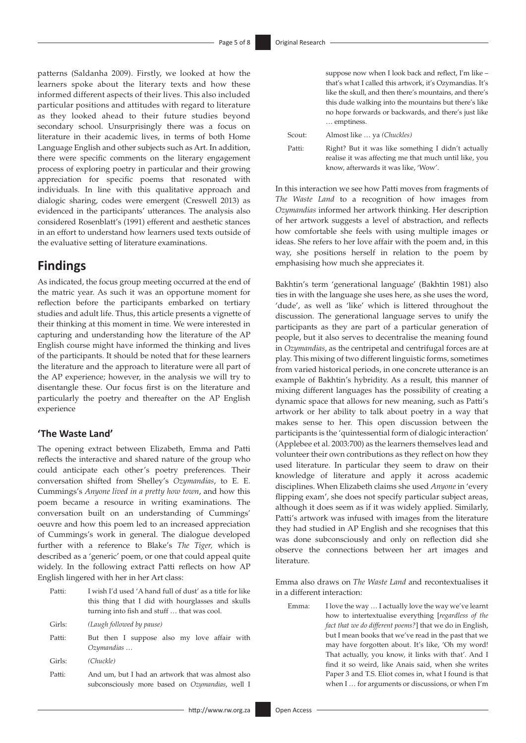patterns (Saldanha 2009). Firstly, we looked at how the learners spoke about the literary texts and how these informed different aspects of their lives. This also included particular positions and attitudes with regard to literature as they looked ahead to their future studies beyond secondary school. Unsurprisingly there was a focus on literature in their academic lives, in terms of both Home Language English and other subjects such as Art. In addition, there were specific comments on the literary engagement process of exploring poetry in particular and their growing appreciation for specific poems that resonated with individuals. In line with this qualitative approach and dialogic sharing, codes were emergent (Creswell 2013) as evidenced in the participants' utterances. The analysis also considered Rosenblatt's (1991) efferent and aesthetic stances in an effort to understand how learners used texts outside of the evaluative setting of literature examinations.

## Findings

As indicated, the focus group meeting occurred at the end of the matric year. As such it was an opportune moment for reflection before the participants embarked on tertiary studies and adult life. Thus, this article presents a vignette of their thinking at this moment in time. We were interested in capturing and understanding how the literature of the AP English course might have informed the thinking and lives of the participants. It should be noted that for these learners the literature and the approach to literature were all part of the AP experience; however, in the analysis we will try to disentangle these. Our focus first is on the literature and particularly the poetry and thereafter on the AP English experience

### 'The Waste Land'

The opening extract between Elizabeth, Emma and Patti reflects the interactive and shared nature of the group who could anticipate each other's poetry preferences. Their conversation shifted from Shelley's *Ozymandias*, to E. E. Cummings's *Anyone lived in a pretty how town*, and how this poem became a resource in writing examinations. The conversation built on an understanding of Cummings' oeuvre and how this poem led to an increased appreciation of Cummings's work in general. The dialogue developed further with a reference to Blake's *The Tiger,* which is described as a 'generic' poem, or one that could appeal quite widely. In the following extract Patti reflects on how AP English lingered with her in her Art class:

> Patti: I wish I'd used 'A hand full of dust' as a title for like this thing that I did with hourglasses and skulls turning into fish and stuff … that was cool.
>
> Girls: *(Laugh followed by pause)*
>
> Patti: But then I suppose also my love affair with *Ozymandias* …
>
> Girls: *(Chuckle)*
>
> Patti: And um, but I had an artwork that was almost also subconsciously more based on *Ozymandias*, well I suppose now when I look back and reflect, I'm like – that's what I called this artwork, it's Ozymandias. It's like the skull, and then there's mountains, and there's this dude walking into the mountains but there's like no hope forwards or backwards, and there's just like … emptiness.
>
> Scout: Almost like … ya *(Chuckles)*
>
> Patti: Right? But it was like something I didn't actually realise it was affecting me that much until like, you know, afterwards it was like, 'Wow'.

In this interaction we see how Patti moves from fragments of *The Waste Land* to a recognition of how images from *Ozymandias* informed her artwork thinking. Her description of her artwork suggests a level of abstraction, and reflects how comfortable she feels with using multiple images or ideas. She refers to her love affair with the poem and, in this way, she positions herself in relation to the poem by emphasising how much she appreciates it.

Bakhtin's term 'generational language' (Bakhtin 1981) also ties in with the language she uses here, as she uses the word, 'dude', as well as 'like' which is littered throughout the discussion. The generational language serves to unify the participants as they are part of a particular generation of people, but it also serves to decentralise the meaning found in *Ozymandias*, as the centripetal and centrifugal forces are at play. This mixing of two different linguistic forms, sometimes from varied historical periods, in one concrete utterance is an example of Bakhtin's hybridity. As a result, this manner of mixing different languages has the possibility of creating a dynamic space that allows for new meaning, such as Patti's artwork or her ability to talk about poetry in a way that makes sense to her. This open discussion between the participants is the 'quintessential form of dialogic interaction' (Applebee et al. 2003:700) as the learners themselves lead and volunteer their own contributions as they reflect on how they used literature. In particular they seem to draw on their knowledge of literature and apply it across academic disciplines. When Elizabeth claims she used *Anyone* in 'every flipping exam', she does not specify particular subject areas, although it does seem as if it was widely applied. Similarly, Patti's artwork was infused with images from the literature they had studied in AP English and she recognises that this was done subconsciously and only on reflection did she observe the connections between her art images and literature.

Emma also draws on *The Waste Land* and recontextualises it in a different interaction:

> Emma: I love the way … I actually love the way we've learnt how to intertextualise everything [*regardless of the fact that we do different poems?*] that we do in English, but I mean books that we've read in the past that we may have forgotten about. It's like, 'Oh my word! That actually, you know, it links with that'. And I find it so weird, like Anais said, when she writes Paper 3 and T.S. Eliot comes in, what I found is that when I … for arguments or discussions, or when I'm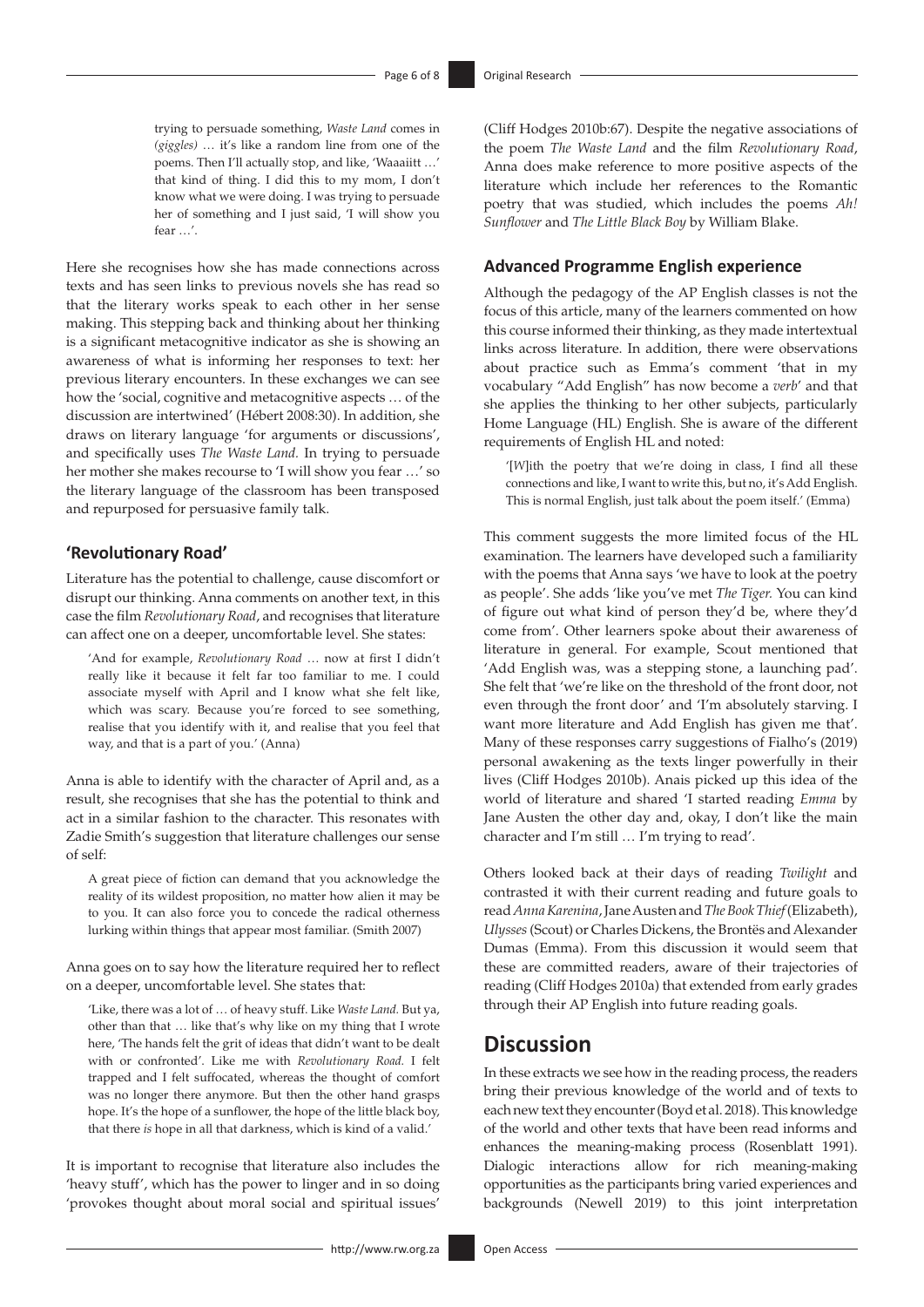trying to persuade something, *Waste Land* comes in *(giggles)* … it's like a random line from one of the poems. Then I'll actually stop, and like, 'Waaaiitt …' that kind of thing. I did this to my mom, I don't know what we were doing. I was trying to persuade her of something and I just said, 'I will show you fear …'.

Here she recognises how she has made connections across texts and has seen links to previous novels she has read so that the literary works speak to each other in her sense making. This stepping back and thinking about her thinking is a significant metacognitive indicator as she is showing an awareness of what is informing her responses to text: her previous literary encounters. In these exchanges we can see how the 'social, cognitive and metacognitive aspects … of the discussion are intertwined' (Hébert 2008:30). In addition, she draws on literary language 'for arguments or discussions', and specifically uses *The Waste Land.* In trying to persuade her mother she makes recourse to 'I will show you fear …' so the literary language of the classroom has been transposed and repurposed for persuasive family talk.

### 'Revolutionary Road'

Literature has the potential to challenge, cause discomfort or disrupt our thinking. Anna comments on another text, in this case the film *Revolutionary Road*, and recognises that literature can affect one on a deeper, uncomfortable level. She states:

> 'And for example, *Revolutionary Road* … now at first I didn't really like it because it felt far too familiar to me. I could associate myself with April and I know what she felt like, which was scary. Because you're forced to see something, realise that you identify with it, and realise that you feel that way, and that is a part of you.' (Anna)

Anna is able to identify with the character of April and, as a result, she recognises that she has the potential to think and act in a similar fashion to the character. This resonates with Zadie Smith's suggestion that literature challenges our sense of self:

> A great piece of fiction can demand that you acknowledge the reality of its wildest proposition, no matter how alien it may be to you. It can also force you to concede the radical otherness lurking within things that appear most familiar. (Smith 2007)

Anna goes on to say how the literature required her to reflect on a deeper, uncomfortable level. She states that:

> 'Like, there was a lot of … of heavy stuff. Like *Waste Land.* But ya, other than that … like that's why like on my thing that I wrote here, 'The hands felt the grit of ideas that didn't want to be dealt with or confronted'. Like me with *Revolutionary Road.* I felt trapped and I felt suffocated, whereas the thought of comfort was no longer there anymore. But then the other hand grasps hope. It's the hope of a sunflower, the hope of the little black boy, that there *is* hope in all that darkness, which is kind of a valid.'

It is important to recognise that literature also includes the 'heavy stuff', which has the power to linger and in so doing 'provokes thought about moral social and spiritual issues' (Cliff Hodges 2010b:67). Despite the negative associations of the poem *The Waste Land* and the film *Revolutionary Road*, Anna does make reference to more positive aspects of the literature which include her references to the Romantic poetry that was studied, which includes the poems *Ah! Sunflower* and *The Little Black Boy* by William Blake.

### Advanced Programme English experience

Although the pedagogy of the AP English classes is not the focus of this article, many of the learners commented on how this course informed their thinking, as they made intertextual links across literature. In addition, there were observations about practice such as Emma's comment 'that in my vocabulary "Add English" has now become a *verb*' and that she applies the thinking to her other subjects, particularly Home Language (HL) English. She is aware of the different requirements of English HL and noted:

> '[*W*]ith the poetry that we're doing in class, I find all these connections and like, I want to write this, but no, it's Add English. This is normal English, just talk about the poem itself.' (Emma)

This comment suggests the more limited focus of the HL examination. The learners have developed such a familiarity with the poems that Anna says 'we have to look at the poetry as people'. She adds 'like you've met *The Tiger.* You can kind of figure out what kind of person they'd be, where they'd come from'. Other learners spoke about their awareness of literature in general. For example, Scout mentioned that 'Add English was, was a stepping stone, a launching pad'. She felt that 'we're like on the threshold of the front door, not even through the front door' and 'I'm absolutely starving. I want more literature and Add English has given me that'. Many of these responses carry suggestions of Fialho's (2019) personal awakening as the texts linger powerfully in their lives (Cliff Hodges 2010b). Anais picked up this idea of the world of literature and shared 'I started reading *Emma* by Jane Austen the other day and, okay, I don't like the main character and I'm still … I'm trying to read'.

Others looked back at their days of reading *Twilight* and contrasted it with their current reading and future goals to read *Anna Karenina*, Jane Austen and *The Book Thief* (Elizabeth), *Ulysses* (Scout) or Charles Dickens, the Brontës and Alexander Dumas (Emma). From this discussion it would seem that these are committed readers, aware of their trajectories of reading (Cliff Hodges 2010a) that extended from early grades through their AP English into future reading goals.

## Discussion

In these extracts we see how in the reading process, the readers bring their previous knowledge of the world and of texts to each new text they encounter (Boyd et al. 2018). This knowledge of the world and other texts that have been read informs and enhances the meaning-making process (Rosenblatt 1991). Dialogic interactions allow for rich meaning-making opportunities as the participants bring varied experiences and backgrounds (Newell 2019) to this joint interpretation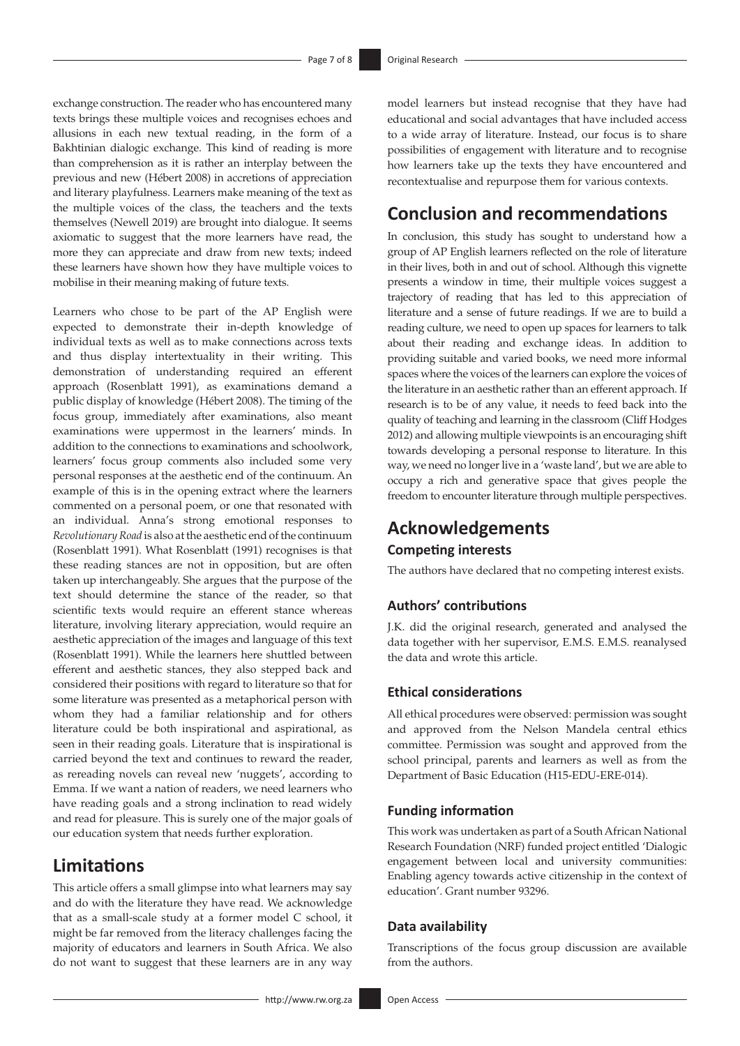exchange construction. The reader who has encountered many texts brings these multiple voices and recognises echoes and allusions in each new textual reading, in the form of a Bakhtinian dialogic exchange. This kind of reading is more than comprehension as it is rather an interplay between the previous and new (Hébert 2008) in accretions of appreciation and literary playfulness. Learners make meaning of the text as the multiple voices of the class, the teachers and the texts themselves (Newell 2019) are brought into dialogue. It seems axiomatic to suggest that the more learners have read, the more they can appreciate and draw from new texts; indeed these learners have shown how they have multiple voices to mobilise in their meaning making of future texts.

Learners who chose to be part of the AP English were expected to demonstrate their in-depth knowledge of individual texts as well as to make connections across texts and thus display intertextuality in their writing. This demonstration of understanding required an efferent approach (Rosenblatt 1991), as examinations demand a public display of knowledge (Hébert 2008). The timing of the focus group, immediately after examinations, also meant examinations were uppermost in the learners' minds. In addition to the connections to examinations and schoolwork, learners' focus group comments also included some very personal responses at the aesthetic end of the continuum. An example of this is in the opening extract where the learners commented on a personal poem, or one that resonated with an individual. Anna's strong emotional responses to *Revolutionary Road* is also at the aesthetic end of the continuum (Rosenblatt 1991). What Rosenblatt (1991) recognises is that these reading stances are not in opposition, but are often taken up interchangeably. She argues that the purpose of the text should determine the stance of the reader, so that scientific texts would require an efferent stance whereas literature, involving literary appreciation, would require an aesthetic appreciation of the images and language of this text (Rosenblatt 1991). While the learners here shuttled between efferent and aesthetic stances, they also stepped back and considered their positions with regard to literature so that for some literature was presented as a metaphorical person with whom they had a familiar relationship and for others literature could be both inspirational and aspirational, as seen in their reading goals. Literature that is inspirational is carried beyond the text and continues to reward the reader, as rereading novels can reveal new 'nuggets', according to Emma. If we want a nation of readers, we need learners who have reading goals and a strong inclination to read widely and read for pleasure. This is surely one of the major goals of our education system that needs further exploration.

## Limitations

This article offers a small glimpse into what learners may say and do with the literature they have read. We acknowledge that as a small-scale study at a former model C school, it might be far removed from the literacy challenges facing the majority of educators and learners in South Africa. We also do not want to suggest that these learners are in any way model learners but instead recognise that they have had educational and social advantages that have included access to a wide array of literature. Instead, our focus is to share possibilities of engagement with literature and to recognise how learners take up the texts they have encountered and recontextualise and repurpose them for various contexts.

## Conclusion and recommendations

In conclusion, this study has sought to understand how a group of AP English learners reflected on the role of literature in their lives, both in and out of school. Although this vignette presents a window in time, their multiple voices suggest a trajectory of reading that has led to this appreciation of literature and a sense of future readings. If we are to build a reading culture, we need to open up spaces for learners to talk about their reading and exchange ideas. In addition to providing suitable and varied books, we need more informal spaces where the voices of the learners can explore the voices of the literature in an aesthetic rather than an efferent approach. If research is to be of any value, it needs to feed back into the quality of teaching and learning in the classroom (Cliff Hodges 2012) and allowing multiple viewpoints is an encouraging shift towards developing a personal response to literature. In this way, we need no longer live in a 'waste land', but we are able to occupy a rich and generative space that gives people the freedom to encounter literature through multiple perspectives.

## Acknowledgements

### Competing interests

The authors have declared that no competing interest exists.

### Authors' contributions

J.K. did the original research, generated and analysed the data together with her supervisor, E.M.S. E.M.S. reanalysed the data and wrote this article.

### Ethical considerations

All ethical procedures were observed: permission was sought and approved from the Nelson Mandela central ethics committee. Permission was sought and approved from the school principal, parents and learners as well as from the Department of Basic Education (H15-EDU-ERE-014).

### Funding information

This work was undertaken as part of a South African National Research Foundation (NRF) funded project entitled 'Dialogic engagement between local and university communities: Enabling agency towards active citizenship in the context of education'. Grant number 93296.

### Data availability

Transcriptions of the focus group discussion are available from the authors.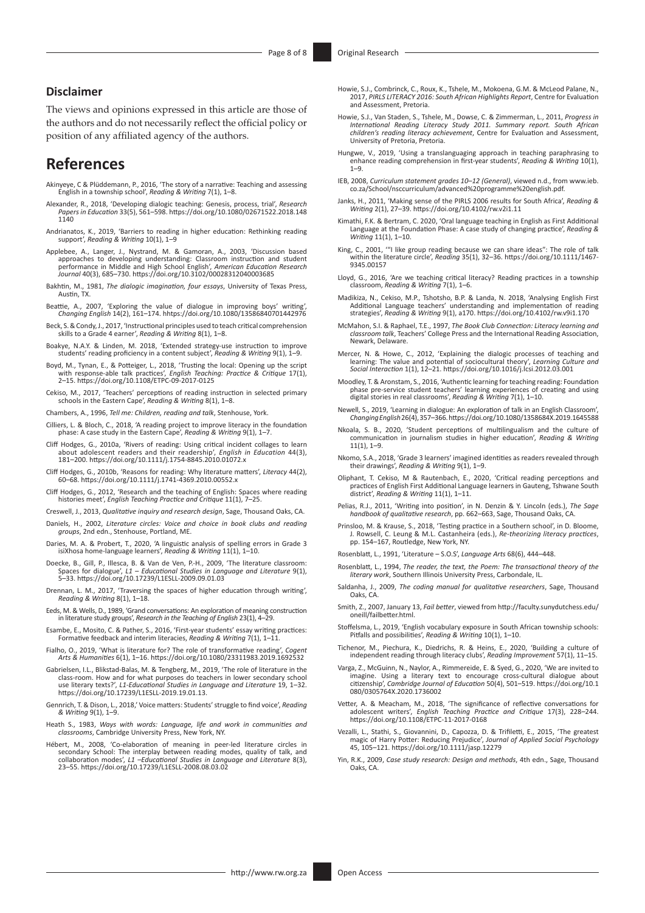## Disclaimer

The views and opinions expressed in this article are those of the authors and do not necessarily reflect the official policy or position of any affiliated agency of the authors.

# References

Akinyeye, C & Plüddemann, P., 2016, 'The story of a narrative: Teaching and assessing English in a township school', *Reading & Writing* 7(1), 1–8.

Alexander, R., 2018, 'Developing dialogic teaching: Genesis, process, trial', *Research Papers in Education* 33(5), 561–598. https://doi.org/10.1080/02671522.2018.1481140

Andrianatos, K., 2019, 'Barriers to reading in higher education: Rethinking reading support', *Reading & Writing* 10(1), 1–9

Applebee, A., Langer, J., Nystrand, M. & Gamoran, A., 2003, 'Discussion based approaches to developing understanding: Classroom instruction and student performance in Middle and High School English', *American Education Research Journal* 40(3), 685–730. https://doi.org/10.3102/00028312040003685

Bakhtin, M., 1981, *The dialogic imagination, four essays*, University of Texas Press, Austin, TX.

Beattie, A., 2007, 'Exploring the value of dialogue in improving boys' writing', *Changing English* 14(2), 161–174. https://doi.org/10.1080/13586840701442976

Beck, S. & Condy, J., 2017, 'Instructional principles used to teach critical comprehension skills to a Grade 4 earner', *Reading & Writing* 8(1), 1–8.

Boakye, N.A.Y. & Linden, M. 2018, 'Extended strategy-use instruction to improve students' reading proficiency in a content subject', *Reading & Writing* 9(1), 1–9.

Boyd, M., Tynan, E., & Potteiger, L., 2018, 'Trusting the local: Opening up the script with response-able talk practices', *English Teaching: Practice & Critique* 17(1), 2–15. https://doi.org/10.1108/ETPC-09-2017-0125

Cekiso, M., 2017, 'Teachers' perceptions of reading instruction in selected primary schools in the Eastern Cape', *Reading & Writing* 8(1), 1–8.

Chambers, A., 1996, *Tell me: Children, reading and talk*, Stenhouse, York.

Cilliers, L. & Bloch, C., 2018, 'A reading project to improve literacy in the foundation phase: A case study in the Eastern Cape', *Reading & Writing* 9(1), 1–7.

Cliff Hodges, G., 2010a, 'Rivers of reading: Using critical incident collages to learn about adolescent readers and their readership', *English in Education* 44(3), 181–200. https://doi.org/10.1111/j.1754-8845.2010.01072.x

Cliff Hodges, G., 2010b, 'Reasons for reading: Why literature matters', *Literacy* 44(2), 60–68. https://doi.org/10.1111/j.1741-4369.2010.00552.x

Cliff Hodges, G., 2012, 'Research and the teaching of English: Spaces where reading histories meet', *English Teaching Practice and Critique* 11(1), 7–25.

Creswell, J., 2013, *Qualitative inquiry and research design*, Sage, Thousand Oaks, CA.

Daniels, H., 2002, *Literature circles: Voice and choice in book clubs and reading groups*, 2nd edn., Stenhouse, Portland, ME.

Daries, M. A. & Probert, T., 2020, 'A linguistic analysis of spelling errors in Grade 3 isiXhosa home-language learners', *Reading & Writing* 11(1), 1–10.

Doecke, B., Gill, P., Illesca, B. & Van de Ven, P.-H., 2009, 'The literature classroom: Spaces for dialogue', *L1 – Educational Studies in Language and Literature* 9(1), 5–33. https://doi.org/10.17239/L1ESLL-2009.09.01.03

Drennan, L. M., 2017, 'Traversing the spaces of higher education through writing', *Reading & Writing* 8(1), 1–18.

Eeds, M. & Wells, D., 1989, 'Grand conversations: An exploration of meaning construction in literature study groups', *Research in the Teaching of English* 23(1), 4–29.

Esambe, E., Mosito, C. & Pather, S., 2016, 'First-year students' essay writing practices: Formative feedback and interim literacies, *Reading & Writing* 7(1), 1–11.

Fialho, O., 2019, 'What is literature for? The role of transformative reading', *Cogent Arts & Humanities* 6(1), 1–16. https://doi.org/10.1080/23311983.2019.1692532

Gabrielsen, I.L., Blikstad-Balas, M. & Tengberg, M., 2019, 'The role of literature in the class-room. How and for what purposes do teachers in lower secondary school use literary texts?', *L1-Educational Studies in Language and Literature* 19, 1–32. https://doi.org/10.17239/L1ESLL-2019.19.01.13.

Gennrich, T. & Dison, L., 2018,' Voice matters: Students' struggle to find voice', *Reading & Writing* 9(1), 1–9.

Heath S., 1983, *Ways with words: Language, life and work in communities and classrooms*, Cambridge University Press, New York, NY.

Hébert, M., 2008, 'Co-elaboration of meaning in peer-led literature circles in secondary School: The interplay between reading modes, quality of talk, and collaboration modes', *L1 –Educational Studies in Language and Literature* 8(3), 23–55. https://doi.org/10.17239/L1ESLL-2008.08.03.02

Howie, S.J., Combrinck, C., Roux, K., Tshele, M., Mokoena, G.M. & McLeod Palane, N., 2017, *PIRLS LITERACY 2016: South African Highlights Report*, Centre for Evaluation and Assessment, Pretoria.

Howie, S.J., Van Staden, S., Tshele, M., Dowse, C. & Zimmerman, L., 2011, *Progress in International Reading Literacy Study 2011. Summary report. South African children's reading literacy achievement*, Centre for Evaluation and Assessment, University of Pretoria, Pretoria.

Hungwe, V., 2019, 'Using a translanguaging approach in teaching paraphrasing to enhance reading comprehension in first-year students', *Reading & Writing* 10(1), 1–9.

IEB, 2008, *Curriculum statement grades 10–12 (General)*, viewed n.d., from www.ieb.co.za/School/nsccurriculum/advanced%20programme%20english.pdf.

Janks, H., 2011, 'Making sense of the PIRLS 2006 results for South Africa', *Reading & Writing* 2(1), 27–39. https://doi.org/10.4102/rw.v2i1.11

Kimathi, F.K. & Bertram, C. 2020, 'Oral language teaching in English as First Additional Language at the Foundation Phase: A case study of changing practice', *Reading & Writing* 11(1), 1–10.

King, C., 2001, '"I like group reading because we can share ideas": The role of talk within the literature circle', *Reading* 35(1), 32–36. https://doi.org/10.1111/1467-9345.00157

Lloyd, G., 2016, 'Are we teaching critical literacy? Reading practices in a township classroom, *Reading & Writing* 7(1), 1–6.

Madikiza, N., Cekiso, M.P., Tshotsho, B.P. & Landa, N. 2018, 'Analysing English First Additional Language teachers' understanding and implementation of reading strategies', *Reading & Writing* 9(1), a170. https://doi.org/10.4102/rw.v9i1.170

McMahon, S.I. & Raphael, T.E., 1997, *The Book Club Connection: Literacy learning and classroom talk*, Teachers' College Press and the International Reading Association, Newark, Delaware.

Mercer, N. & Howe, C., 2012, 'Explaining the dialogic processes of teaching and learning: The value and potential of sociocultural theory', *Learning Culture and Social Interaction* 1(1), 12–21. https://doi.org/10.1016/j.lcsi.2012.03.001

Moodley, T. & Aronstam, S., 2016, 'Authentic learning for teaching reading: Foundation phase pre-service student teachers' learning experiences of creating and using digital stories in real classrooms', *Reading & Writing* 7(1), 1–10.

Newell, S., 2019, 'Learning in dialogue: An exploration of talk in an English Classroom', *Changing English* 26(4), 357–366. https://doi.org/10.1080/1358684X.2019.1645588

Nkoala, S. B., 2020, 'Student perceptions of multilingualism and the culture of communication in journalism studies in higher education', *Reading & Writing* 11(1), 1–9.

Nkomo, S.A., 2018, 'Grade 3 learners' imagined identities as readers revealed through their drawings', *Reading & Writing* 9(1), 1–9.

Oliphant, T. Cekiso, M & Rautenbach, E., 2020, 'Critical reading perceptions and practices of English First Additional Language learners in Gauteng, Tshwane South district', *Reading & Writing* 11(1), 1–11.

Pelias, R.J., 2011, 'Writing into position', in N. Denzin & Y. Lincoln (eds.), *The Sage handbook of qualitative research*, pp. 662–663, Sage, Thousand Oaks, CA.

Prinsloo, M. & Krause, S., 2018, 'Testing practice in a Southern school', in D. Bloome, J. Rowsell, C. Leung & M.L. Castanheira (eds.), *Re-theorizing literacy practices*, pp. 154–167, Routledge, New York, NY.

Rosenblatt, L., 1991, 'Literature – S.O.S', *Language Arts* 68(6), 444–448.

Rosenblatt, L., 1994, *The reader, the text, the Poem: The transactional theory of the literary work*, Southern Illinois University Press, Carbondale, IL.

Saldanha, J., 2009, *The coding manual for qualitative researchers*, Sage, Thousand Oaks, CA.

Smith, Z., 2007, January 13, *Fail better*, viewed from http://faculty.sunydutchess.edu/oneill/failbetter.html.

Stoffelsma, L., 2019, 'English vocabulary exposure in South African township schools: Pitfalls and possibilities', *Reading & Writing* 10(1), 1–10.

Tichenor, M., Piechura, K., Diedrichs, R. & Heins, E., 2020, 'Building a culture of independent reading through literacy clubs', *Reading Improvement* 57(1), 11–15.

Varga, Z., McGuinn, N., Naylor, A., Rimmereide, E. & Syed, G., 2020, 'We are invited to imagine. Using a literary text to encourage cross-cultural dialogue about citizenship', *Cambridge Journal of Education* 50(4), 501–519. https://doi.org/10.1080/0305764X.2020.1736002

Vetter, A. & Meacham, M., 2018, 'The significance of reflective conversations for adolescent writers', *English Teaching Practice and Critique* 17(3), 228–244. https://doi.org/10.1108/ETPC-11-2017-0168

Vezalli, L., Stathi, S., Giovannini, D., Capozza, D. & Trifiletti, E., 2015, 'The greatest magic of Harry Potter: Reducing Prejudice', *Journal of Applied Social Psychology* 45, 105–121. https://doi.org/10.1111/jasp.12279

Yin, R.K., 2009, *Case study research: Design and methods*, 4th edn., Sage, Thousand Oaks, CA.